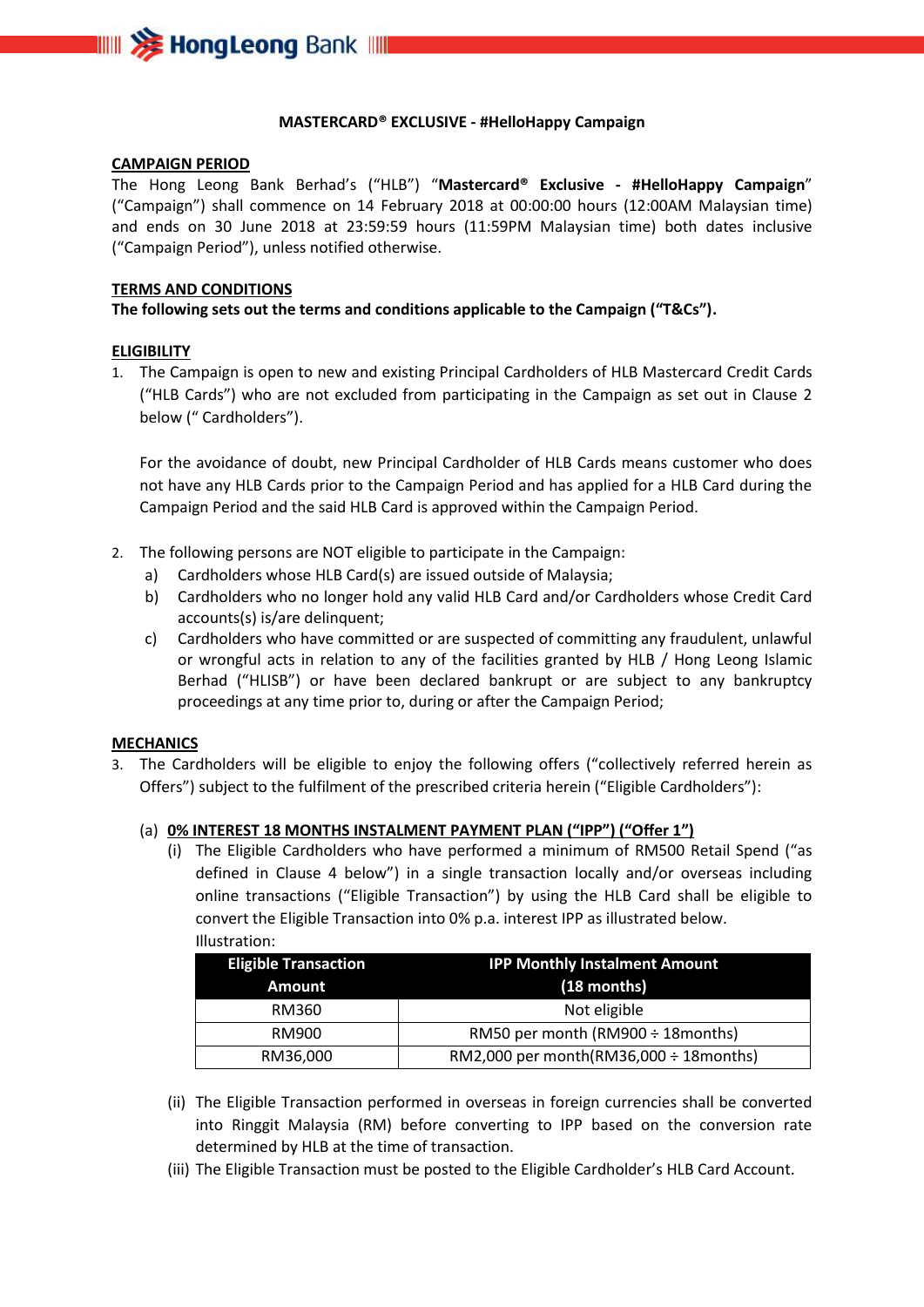# MASTERCARD® EXCLUSIVE - #HelloHappy Campaign

## CAMPAIGN PERIOD

The Hong Leong Bank Berhad's ("HLB") "**Mastercard® Exclusive - #HelloHappy Campaign**" ("Campaign") shall commence on 14 February 2018 at 00:00:00 hours (12:00AM Malaysian time) and ends on 30 June 2018 at 23:59:59 hours (11:59PM Malaysian time) both dates inclusive ("Campaign Period"), unless notified otherwise.

## TERMS AND CONDITIONS

**The following sets out the terms and conditions applicable to the Campaign ("T&Cs").**

## ELIGIBILITY

1. The Campaign is open to new and existing Principal Cardholders of HLB Mastercard Credit Cards ("HLB Cards") who are not excluded from participating in the Campaign as set out in Clause 2 below (" Cardholders").

   For the avoidance of doubt, new Principal Cardholder of HLB Cards means customer who does not have any HLB Cards prior to the Campaign Period and has applied for a HLB Card during the Campaign Period and the said HLB Card is approved within the Campaign Period.

2. The following persons are NOT eligible to participate in the Campaign:
   a) Cardholders whose HLB Card(s) are issued outside of Malaysia;
   b) Cardholders who no longer hold any valid HLB Card and/or Cardholders whose Credit Card accounts(s) is/are delinquent;
   c) Cardholders who have committed or are suspected of committing any fraudulent, unlawful or wrongful acts in relation to any of the facilities granted by HLB / Hong Leong Islamic Berhad ("HLISB") or have been declared bankrupt or are subject to any bankruptcy proceedings at any time prior to, during or after the Campaign Period;

## MECHANICS

3. The Cardholders will be eligible to enjoy the following offers ("collectively referred herein as Offers") subject to the fulfilment of the prescribed criteria herein ("Eligible Cardholders"):

   (a) **0% INTEREST 18 MONTHS INSTALMENT PAYMENT PLAN ("IPP") ("Offer 1")**

   (i) The Eligible Cardholders who have performed a minimum of RM500 Retail Spend ("as defined in Clause 4 below") in a single transaction locally and/or overseas including online transactions ("Eligible Transaction") by using the HLB Card shall be eligible to convert the Eligible Transaction into 0% p.a. interest IPP as illustrated below.

   Illustration:

   | Eligible Transaction Amount | IPP Monthly Instalment Amount (18 months) |
   |---|---|
   | RM360 | Not eligible |
   | RM900 | RM50 per month (RM900 ÷ 18months) |
   | RM36,000 | RM2,000 per month(RM36,000 ÷ 18months) |

   (ii) The Eligible Transaction performed in overseas in foreign currencies shall be converted into Ringgit Malaysia (RM) before converting to IPP based on the conversion rate determined by HLB at the time of transaction.

   (iii) The Eligible Transaction must be posted to the Eligible Cardholder's HLB Card Account.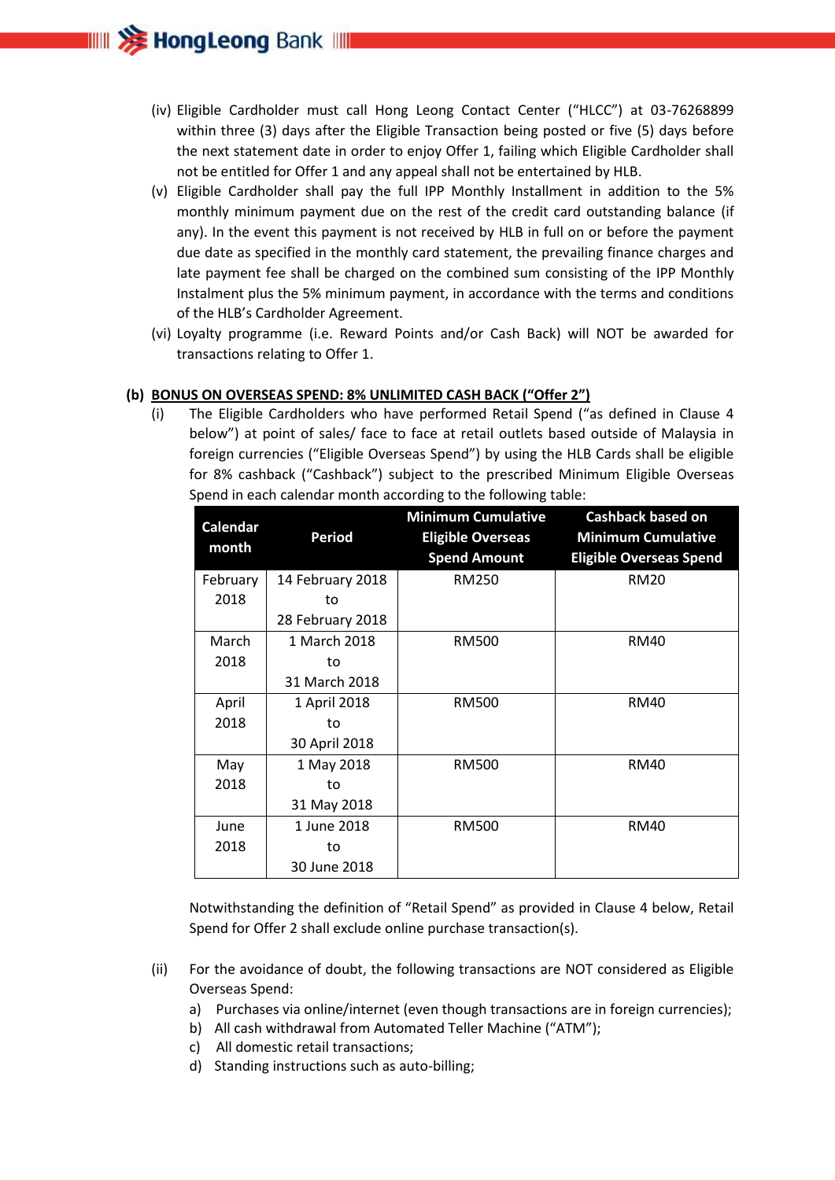(iv) Eligible Cardholder must call Hong Leong Contact Center ("HLCC") at 03-76268899 within three (3) days after the Eligible Transaction being posted or five (5) days before the next statement date in order to enjoy Offer 1, failing which Eligible Cardholder shall not be entitled for Offer 1 and any appeal shall not be entertained by HLB.

(v) Eligible Cardholder shall pay the full IPP Monthly Installment in addition to the 5% monthly minimum payment due on the rest of the credit card outstanding balance (if any). In the event this payment is not received by HLB in full on or before the payment due date as specified in the monthly card statement, the prevailing finance charges and late payment fee shall be charged on the combined sum consisting of the IPP Monthly Instalment plus the 5% minimum payment, in accordance with the terms and conditions of the HLB's Cardholder Agreement.

(vi) Loyalty programme (i.e. Reward Points and/or Cash Back) will NOT be awarded for transactions relating to Offer 1.

**(b) <u>BONUS ON OVERSEAS SPEND: 8% UNLIMITED CASH BACK ("Offer 2")</u>**

(i) The Eligible Cardholders who have performed Retail Spend ("as defined in Clause 4 below") at point of sales/ face to face at retail outlets based outside of Malaysia in foreign currencies ("Eligible Overseas Spend") by using the HLB Cards shall be eligible for 8% cashback ("Cashback") subject to the prescribed Minimum Eligible Overseas Spend in each calendar month according to the following table:

| Calendar month | Period | Minimum Cumulative Eligible Overseas Spend Amount | Cashback based on Minimum Cumulative Eligible Overseas Spend |
|---|---|---|---|
| February 2018 | 14 February 2018 to 28 February 2018 | RM250 | RM20 |
| March 2018 | 1 March 2018 to 31 March 2018 | RM500 | RM40 |
| April 2018 | 1 April 2018 to 30 April 2018 | RM500 | RM40 |
| May 2018 | 1 May 2018 to 31 May 2018 | RM500 | RM40 |
| June 2018 | 1 June 2018 to 30 June 2018 | RM500 | RM40 |

Notwithstanding the definition of "Retail Spend" as provided in Clause 4 below, Retail Spend for Offer 2 shall exclude online purchase transaction(s).

(ii) For the avoidance of doubt, the following transactions are NOT considered as Eligible Overseas Spend:

a) Purchases via online/internet (even though transactions are in foreign currencies);
b) All cash withdrawal from Automated Teller Machine ("ATM");
c) All domestic retail transactions;
d) Standing instructions such as auto-billing;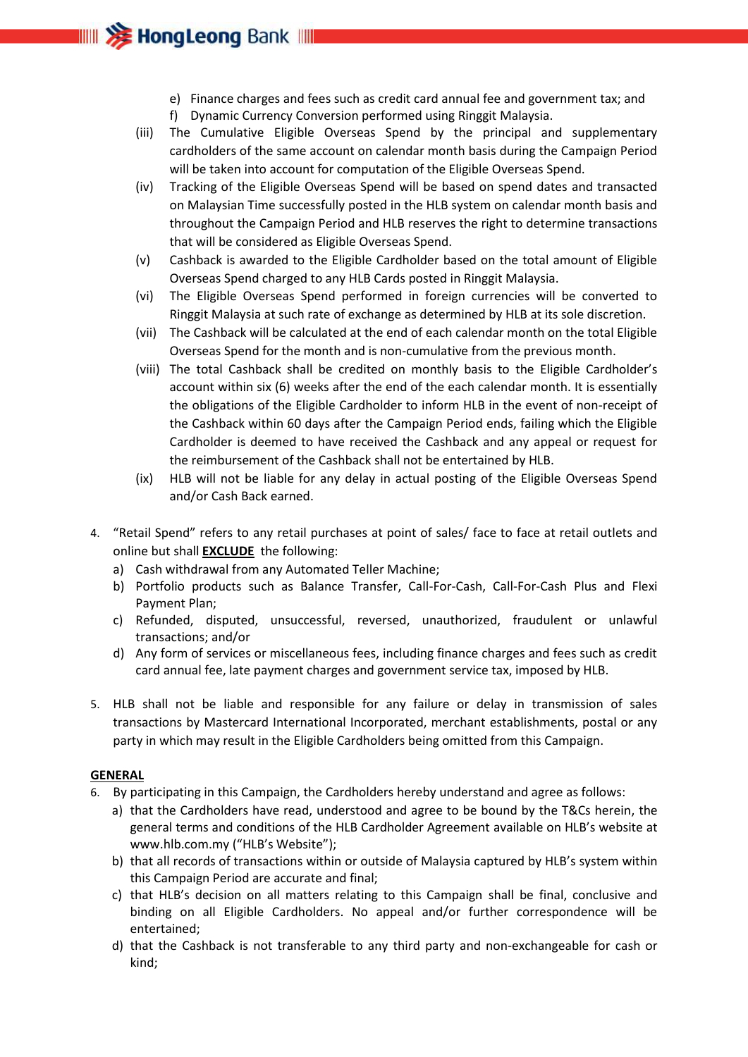e) Finance charges and fees such as credit card annual fee and government tax; and
   f) Dynamic Currency Conversion performed using Ringgit Malaysia.

(iii) The Cumulative Eligible Overseas Spend by the principal and supplementary cardholders of the same account on calendar month basis during the Campaign Period will be taken into account for computation of the Eligible Overseas Spend.

(iv) Tracking of the Eligible Overseas Spend will be based on spend dates and transacted on Malaysian Time successfully posted in the HLB system on calendar month basis and throughout the Campaign Period and HLB reserves the right to determine transactions that will be considered as Eligible Overseas Spend.

(v) Cashback is awarded to the Eligible Cardholder based on the total amount of Eligible Overseas Spend charged to any HLB Cards posted in Ringgit Malaysia.

(vi) The Eligible Overseas Spend performed in foreign currencies will be converted to Ringgit Malaysia at such rate of exchange as determined by HLB at its sole discretion.

(vii) The Cashback will be calculated at the end of each calendar month on the total Eligible Overseas Spend for the month and is non-cumulative from the previous month.

(viii) The total Cashback shall be credited on monthly basis to the Eligible Cardholder's account within six (6) weeks after the end of the each calendar month. It is essentially the obligations of the Eligible Cardholder to inform HLB in the event of non-receipt of the Cashback within 60 days after the Campaign Period ends, failing which the Eligible Cardholder is deemed to have received the Cashback and any appeal or request for the reimbursement of the Cashback shall not be entertained by HLB.

(ix) HLB will not be liable for any delay in actual posting of the Eligible Overseas Spend and/or Cash Back earned.

4. "Retail Spend" refers to any retail purchases at point of sales/ face to face at retail outlets and online but shall **EXCLUDE** the following:
   a) Cash withdrawal from any Automated Teller Machine;
   b) Portfolio products such as Balance Transfer, Call-For-Cash, Call-For-Cash Plus and Flexi Payment Plan;
   c) Refunded, disputed, unsuccessful, reversed, unauthorized, fraudulent or unlawful transactions; and/or
   d) Any form of services or miscellaneous fees, including finance charges and fees such as credit card annual fee, late payment charges and government service tax, imposed by HLB.

5. HLB shall not be liable and responsible for any failure or delay in transmission of sales transactions by Mastercard International Incorporated, merchant establishments, postal or any party in which may result in the Eligible Cardholders being omitted from this Campaign.

**GENERAL**

6. By participating in this Campaign, the Cardholders hereby understand and agree as follows:
   a) that the Cardholders have read, understood and agree to be bound by the T&Cs herein, the general terms and conditions of the HLB Cardholder Agreement available on HLB's website at www.hlb.com.my ("HLB's Website");
   b) that all records of transactions within or outside of Malaysia captured by HLB's system within this Campaign Period are accurate and final;
   c) that HLB's decision on all matters relating to this Campaign shall be final, conclusive and binding on all Eligible Cardholders. No appeal and/or further correspondence will be entertained;
   d) that the Cashback is not transferable to any third party and non-exchangeable for cash or kind;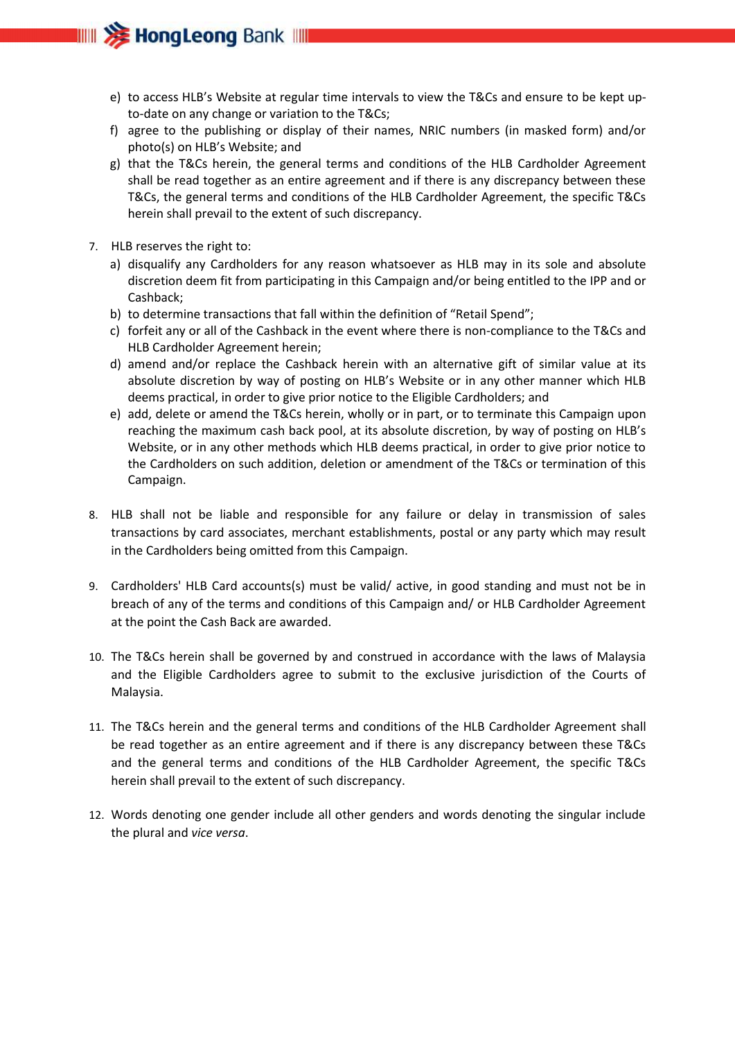e) to access HLB's Website at regular time intervals to view the T&Cs and ensure to be kept up-to-date on any change or variation to the T&Cs;
f) agree to the publishing or display of their names, NRIC numbers (in masked form) and/or photo(s) on HLB's Website; and
g) that the T&Cs herein, the general terms and conditions of the HLB Cardholder Agreement shall be read together as an entire agreement and if there is any discrepancy between these T&Cs, the general terms and conditions of the HLB Cardholder Agreement, the specific T&Cs herein shall prevail to the extent of such discrepancy.

7. HLB reserves the right to:
   a) disqualify any Cardholders for any reason whatsoever as HLB may in its sole and absolute discretion deem fit from participating in this Campaign and/or being entitled to the IPP and or Cashback;
   b) to determine transactions that fall within the definition of "Retail Spend";
   c) forfeit any or all of the Cashback in the event where there is non-compliance to the T&Cs and HLB Cardholder Agreement herein;
   d) amend and/or replace the Cashback herein with an alternative gift of similar value at its absolute discretion by way of posting on HLB's Website or in any other manner which HLB deems practical, in order to give prior notice to the Eligible Cardholders; and
   e) add, delete or amend the T&Cs herein, wholly or in part, or to terminate this Campaign upon reaching the maximum cash back pool, at its absolute discretion, by way of posting on HLB's Website, or in any other methods which HLB deems practical, in order to give prior notice to the Cardholders on such addition, deletion or amendment of the T&Cs or termination of this Campaign.

8. HLB shall not be liable and responsible for any failure or delay in transmission of sales transactions by card associates, merchant establishments, postal or any party which may result in the Cardholders being omitted from this Campaign.

9. Cardholders' HLB Card accounts(s) must be valid/ active, in good standing and must not be in breach of any of the terms and conditions of this Campaign and/ or HLB Cardholder Agreement at the point the Cash Back are awarded.

10. The T&Cs herein shall be governed by and construed in accordance with the laws of Malaysia and the Eligible Cardholders agree to submit to the exclusive jurisdiction of the Courts of Malaysia.

11. The T&Cs herein and the general terms and conditions of the HLB Cardholder Agreement shall be read together as an entire agreement and if there is any discrepancy between these T&Cs and the general terms and conditions of the HLB Cardholder Agreement, the specific T&Cs herein shall prevail to the extent of such discrepancy.

12. Words denoting one gender include all other genders and words denoting the singular include the plural and *vice versa*.